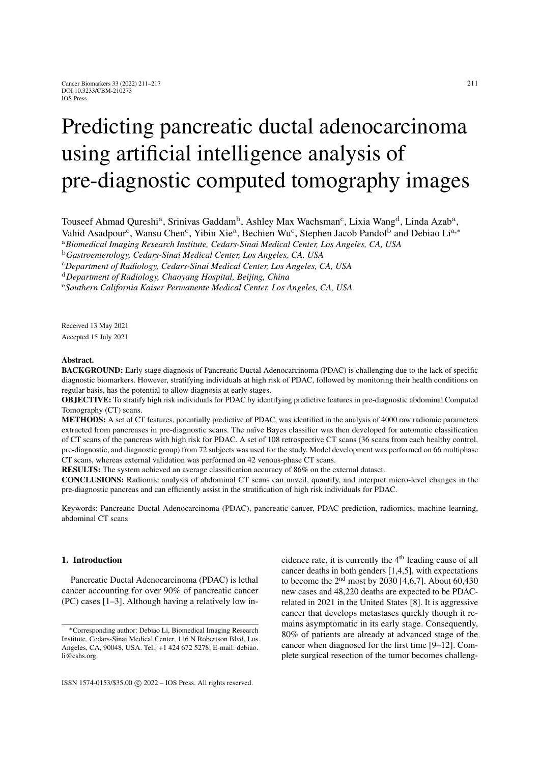# Predicting pancreatic ductal adenocarcinoma using artificial intelligence analysis of pre-diagnostic computed tomography images

Touseef Ahmad Qureshi[a], Srinivas Gaddam[b], Ashley Max Wachsman[c], Lixia Wang[d], Linda Azab[a], Vahid Asadpour[e], Wansu Chen[e], Yibin Xie[a], Bechien Wu[e], Stephen Jacob Pandol[b] and Debiao Li[a,*]

[a] *Biomedical Imaging Research Institute, Cedars-Sinai Medical Center, Los Angeles, CA, USA*

[b] *Gastroenterology, Cedars-Sinai Medical Center, Los Angeles, CA, USA*

[c] *Department of Radiology, Cedars-Sinai Medical Center, Los Angeles, CA, USA*

[d] *Department of Radiology, Chaoyang Hospital, Beijing, China*

[e] *Southern California Kaiser Permanente Medical Center, Los Angeles, CA, USA*

Received 13 May 2021

Accepted 15 July 2021

**Abstract.**

**BACKGROUND:** Early stage diagnosis of Pancreatic Ductal Adenocarcinoma (PDAC) is challenging due to the lack of specific diagnostic biomarkers. However, stratifying individuals at high risk of PDAC, followed by monitoring their health conditions on regular basis, has the potential to allow diagnosis at early stages.

**OBJECTIVE:** To stratify high risk individuals for PDAC by identifying predictive features in pre-diagnostic abdominal Computed Tomography (CT) scans.

**METHODS:** A set of CT features, potentially predictive of PDAC, was identified in the analysis of 4000 raw radiomic parameters extracted from pancreases in pre-diagnostic scans. The naïve Bayes classifier was then developed for automatic classification of CT scans of the pancreas with high risk for PDAC. A set of 108 retrospective CT scans (36 scans from each healthy control, pre-diagnostic, and diagnostic group) from 72 subjects was used for the study. Model development was performed on 66 multiphase CT scans, whereas external validation was performed on 42 venous-phase CT scans.

**RESULTS:** The system achieved an average classification accuracy of 86% on the external dataset.

**CONCLUSIONS:** Radiomic analysis of abdominal CT scans can unveil, quantify, and interpret micro-level changes in the pre-diagnostic pancreas and can efficiently assist in the stratification of high risk individuals for PDAC.

Keywords: Pancreatic Ductal Adenocarcinoma (PDAC), pancreatic cancer, PDAC prediction, radiomics, machine learning, abdominal CT scans

## 1. Introduction

Pancreatic Ductal Adenocarcinoma (PDAC) is lethal cancer accounting for over 90% of pancreatic cancer (PC) cases [1–3]. Although having a relatively low incidence rate, it is currently the 4th leading cause of all cancer deaths in both genders [1,4,5], with expectations to become the 2nd most by 2030 [4,6,7]. About 60,430 new cases and 48,220 deaths are expected to be PDAC-related in 2021 in the United States [8]. It is aggressive cancer that develops metastases quickly though it remains asymptomatic in its early stage. Consequently, 80% of patients are already at advanced stage of the cancer when diagnosed for the first time [9–12]. Complete surgical resection of the tumor becomes challeng-

*Corresponding author: Debiao Li, Biomedical Imaging Research Institute, Cedars-Sinai Medical Center, 116 N Robertson Blvd, Los Angeles, CA, 90048, USA. Tel.: +1 424 672 5278; E-mail: debiao.li@cshs.org.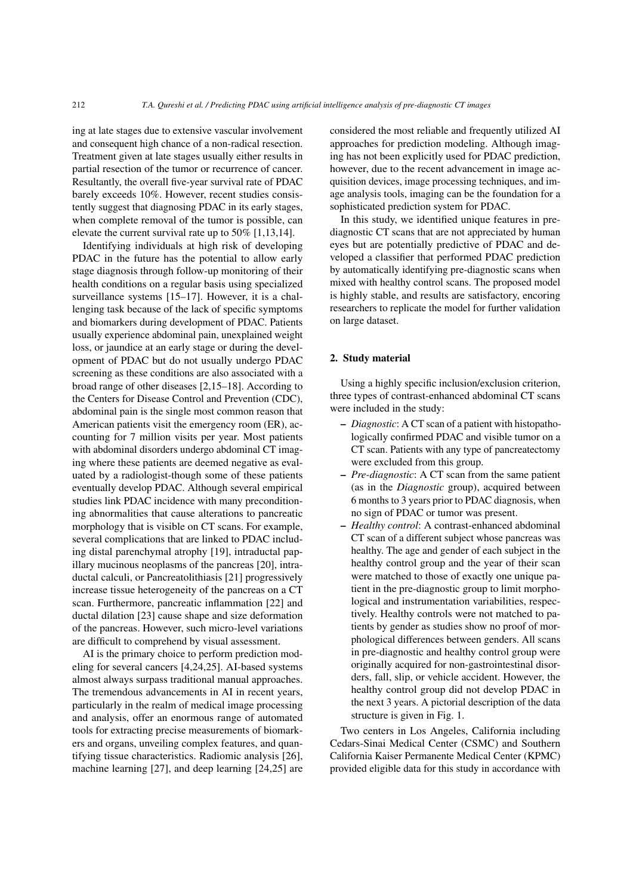ing at late stages due to extensive vascular involvement and consequent high chance of a non-radical resection. Treatment given at late stages usually either results in partial resection of the tumor or recurrence of cancer. Resultantly, the overall five-year survival rate of PDAC barely exceeds 10%. However, recent studies consistently suggest that diagnosing PDAC in its early stages, when complete removal of the tumor is possible, can elevate the current survival rate up to 50% [1,13,14].

Identifying individuals at high risk of developing PDAC in the future has the potential to allow early stage diagnosis through follow-up monitoring of their health conditions on a regular basis using specialized surveillance systems [15–17]. However, it is a challenging task because of the lack of specific symptoms and biomarkers during development of PDAC. Patients usually experience abdominal pain, unexplained weight loss, or jaundice at an early stage or during the development of PDAC but do not usually undergo PDAC screening as these conditions are also associated with a broad range of other diseases [2,15–18]. According to the Centers for Disease Control and Prevention (CDC), abdominal pain is the single most common reason that American patients visit the emergency room (ER), accounting for 7 million visits per year. Most patients with abdominal disorders undergo abdominal CT imaging where these patients are deemed negative as evaluated by a radiologist-though some of these patients eventually develop PDAC. Although several empirical studies link PDAC incidence with many preconditioning abnormalities that cause alterations to pancreatic morphology that is visible on CT scans. For example, several complications that are linked to PDAC including distal parenchymal atrophy [19], intraductal papillary mucinous neoplasms of the pancreas [20], intraductal calculi, or Pancreatolithiasis [21] progressively increase tissue heterogeneity of the pancreas on a CT scan. Furthermore, pancreatic inflammation [22] and ductal dilation [23] cause shape and size deformation of the pancreas. However, such micro-level variations are difficult to comprehend by visual assessment.

AI is the primary choice to perform prediction modeling for several cancers [4,24,25]. AI-based systems almost always surpass traditional manual approaches. The tremendous advancements in AI in recent years, particularly in the realm of medical image processing and analysis, offer an enormous range of automated tools for extracting precise measurements of biomarkers and organs, unveiling complex features, and quantifying tissue characteristics. Radiomic analysis [26], machine learning [27], and deep learning [24,25] are considered the most reliable and frequently utilized AI approaches for prediction modeling. Although imaging has not been explicitly used for PDAC prediction, however, due to the recent advancement in image acquisition devices, image processing techniques, and image analysis tools, imaging can be the foundation for a sophisticated prediction system for PDAC.

In this study, we identified unique features in pre-diagnostic CT scans that are not appreciated by human eyes but are potentially predictive of PDAC and developed a classifier that performed PDAC prediction by automatically identifying pre-diagnostic scans when mixed with healthy control scans. The proposed model is highly stable, and results are satisfactory, encoring researchers to replicate the model for further validation on large dataset.

## 2. Study material

Using a highly specific inclusion/exclusion criterion, three types of contrast-enhanced abdominal CT scans were included in the study:

- *Diagnostic*: A CT scan of a patient with histopathologically confirmed PDAC and visible tumor on a CT scan. Patients with any type of pancreatectomy were excluded from this group.
- *Pre-diagnostic*: A CT scan from the same patient (as in the *Diagnostic* group), acquired between 6 months to 3 years prior to PDAC diagnosis, when no sign of PDAC or tumor was present.
- *Healthy control*: A contrast-enhanced abdominal CT scan of a different subject whose pancreas was healthy. The age and gender of each subject in the healthy control group and the year of their scan were matched to those of exactly one unique patient in the pre-diagnostic group to limit morphological and instrumentation variabilities, respectively. Healthy controls were not matched to patients by gender as studies show no proof of morphological differences between genders. All scans in pre-diagnostic and healthy control group were originally acquired for non-gastrointestinal disorders, fall, slip, or vehicle accident. However, the healthy control group did not develop PDAC in the next 3 years. A pictorial description of the data structure is given in Fig. 1.

Two centers in Los Angeles, California including Cedars-Sinai Medical Center (CSMC) and Southern California Kaiser Permanente Medical Center (KPMC) provided eligible data for this study in accordance with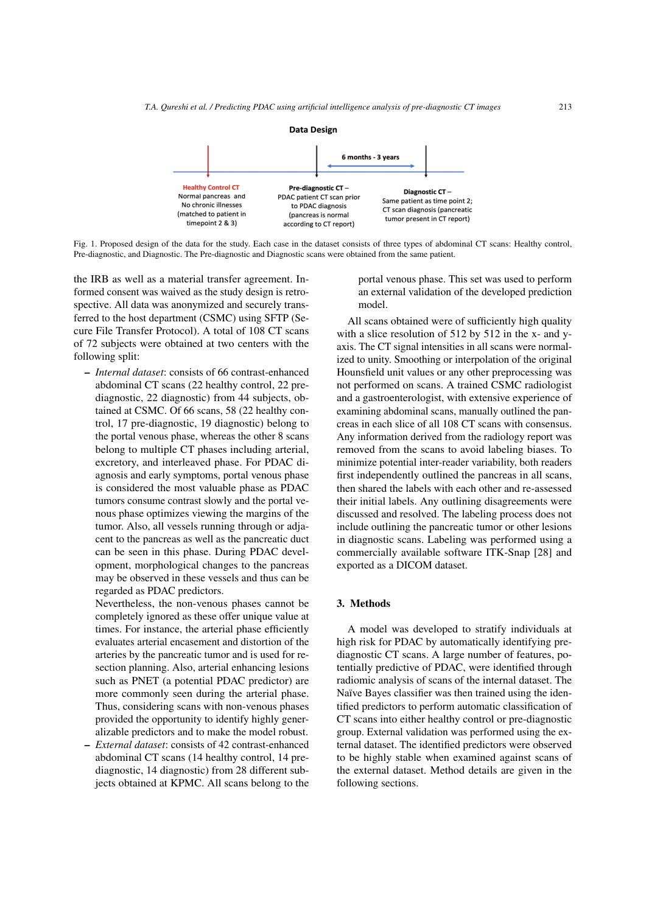**Data Design**

Healthy Control CT
Normal pancreas and No chronic illnesses (matched to patient in timepoint 2 & 3)

Pre-diagnostic CT –
PDAC patient CT scan prior to PDAC diagnosis (pancreas is normal according to CT report)

6 months - 3 years

Diagnostic CT –
Same patient as time point 2; CT scan diagnosis (pancreatic tumor present in CT report)

Fig. 1. Proposed design of the data for the study. Each case in the dataset consists of three types of abdominal CT scans: Healthy control, Pre-diagnostic, and Diagnostic. The Pre-diagnostic and Diagnostic scans were obtained from the same patient.

the IRB as well as a material transfer agreement. Informed consent was waived as the study design is retrospective. All data was anonymized and securely transferred to the host department (CSMC) using SFTP (Secure File Transfer Protocol). A total of 108 CT scans of 72 subjects were obtained at two centers with the following split:

- *Internal dataset*: consists of 66 contrast-enhanced abdominal CT scans (22 healthy control, 22 pre-diagnostic, 22 diagnostic) from 44 subjects, obtained at CSMC. Of 66 scans, 58 (22 healthy control, 17 pre-diagnostic, 19 diagnostic) belong to the portal venous phase, whereas the other 8 scans belong to multiple CT phases including arterial, excretory, and interleaved phase. For PDAC diagnosis and early symptoms, portal venous phase is considered the most valuable phase as PDAC tumors consume contrast slowly and the portal venous phase optimizes viewing the margins of the tumor. Also, all vessels running through or adjacent to the pancreas as well as the pancreatic duct can be seen in this phase. During PDAC development, morphological changes to the pancreas may be observed in these vessels and thus can be regarded as PDAC predictors.
  Nevertheless, the non-venous phases cannot be completely ignored as these offer unique value at times. For instance, the arterial phase efficiently evaluates arterial encasement and distortion of the arteries by the pancreatic tumor and is used for resection planning. Also, arterial enhancing lesions such as PNET (a potential PDAC predictor) are more commonly seen during the arterial phase. Thus, considering scans with non-venous phases provided the opportunity to identify highly generalizable predictors and to make the model robust.
- *External dataset*: consists of 42 contrast-enhanced abdominal CT scans (14 healthy control, 14 pre-diagnostic, 14 diagnostic) from 28 different subjects obtained at KPMC. All scans belong to the portal venous phase. This set was used to perform an external validation of the developed prediction model.

All scans obtained were of sufficiently high quality with a slice resolution of 512 by 512 in the x- and y-axis. The CT signal intensities in all scans were normalized to unity. Smoothing or interpolation of the original Hounsfield unit values or any other preprocessing was not performed on scans. A trained CSMC radiologist and a gastroenterologist, with extensive experience of examining abdominal scans, manually outlined the pancreas in each slice of all 108 CT scans with consensus. Any information derived from the radiology report was removed from the scans to avoid labeling biases. To minimize potential inter-reader variability, both readers first independently outlined the pancreas in all scans, then shared the labels with each other and re-assessed their initial labels. Any outlining disagreements were discussed and resolved. The labeling process does not include outlining the pancreatic tumor or other lesions in diagnostic scans. Labeling was performed using a commercially available software ITK-Snap [28] and exported as a DICOM dataset.

## 3. Methods

A model was developed to stratify individuals at high risk for PDAC by automatically identifying pre-diagnostic CT scans. A large number of features, potentially predictive of PDAC, were identified through radiomic analysis of scans of the internal dataset. The Naïve Bayes classifier was then trained using the identified predictors to perform automatic classification of CT scans into either healthy control or pre-diagnostic group. External validation was performed using the external dataset. The identified predictors were observed to be highly stable when examined against scans of the external dataset. Method details are given in the following sections.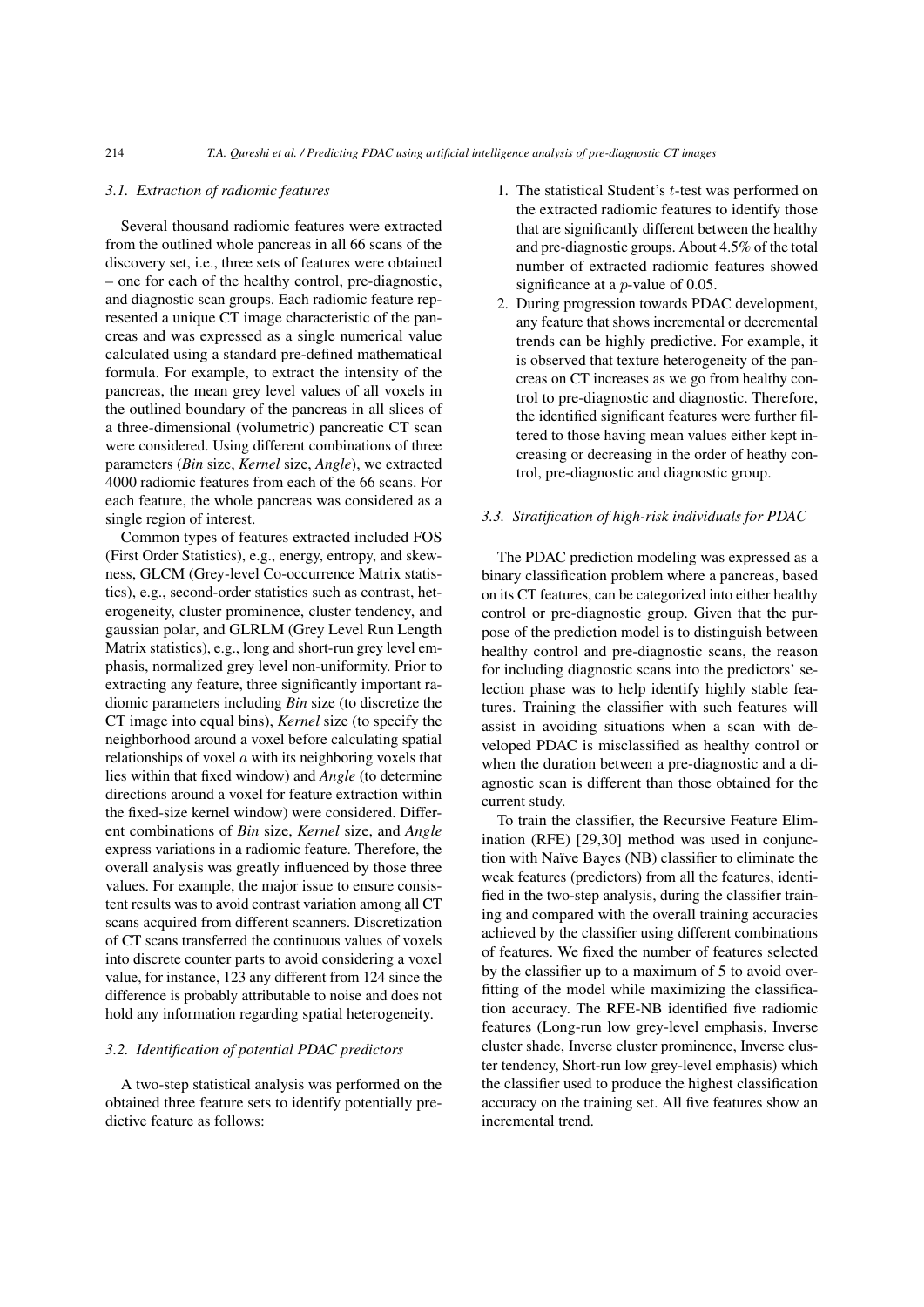### 3.1. Extraction of radiomic features

Several thousand radiomic features were extracted from the outlined whole pancreas in all 66 scans of the discovery set, i.e., three sets of features were obtained – one for each of the healthy control, pre-diagnostic, and diagnostic scan groups. Each radiomic feature represented a unique CT image characteristic of the pancreas and was expressed as a single numerical value calculated using a standard pre-defined mathematical formula. For example, to extract the intensity of the pancreas, the mean grey level values of all voxels in the outlined boundary of the pancreas in all slices of a three-dimensional (volumetric) pancreatic CT scan were considered. Using different combinations of three parameters (*Bin* size, *Kernel* size, *Angle*), we extracted 4000 radiomic features from each of the 66 scans. For each feature, the whole pancreas was considered as a single region of interest.

Common types of features extracted included FOS (First Order Statistics), e.g., energy, entropy, and skewness, GLCM (Grey-level Co-occurrence Matrix statistics), e.g., second-order statistics such as contrast, heterogeneity, cluster prominence, cluster tendency, and gaussian polar, and GLRLM (Grey Level Run Length Matrix statistics), e.g., long and short-run grey level emphasis, normalized grey level non-uniformity. Prior to extracting any feature, three significantly important radiomic parameters including *Bin* size (to discretize the CT image into equal bins), *Kernel* size (to specify the neighborhood around a voxel before calculating spatial relationships of voxel $a$ with its neighboring voxels that lies within that fixed window) and *Angle* (to determine directions around a voxel for feature extraction within the fixed-size kernel window) were considered. Different combinations of *Bin* size, *Kernel* size, and *Angle* express variations in a radiomic feature. Therefore, the overall analysis was greatly influenced by those three values. For example, the major issue to ensure consistent results was to avoid contrast variation among all CT scans acquired from different scanners. Discretization of CT scans transferred the continuous values of voxels into discrete counter parts to avoid considering a voxel value, for instance, 123 any different from 124 since the difference is probably attributable to noise and does not hold any information regarding spatial heterogeneity.

### 3.2. Identification of potential PDAC predictors

A two-step statistical analysis was performed on the obtained three feature sets to identify potentially predictive feature as follows:

1. The statistical Student's $t$-test was performed on the extracted radiomic features to identify those that are significantly different between the healthy and pre-diagnostic groups. About 4.5% of the total number of extracted radiomic features showed significance at a $p$-value of 0.05.
2. During progression towards PDAC development, any feature that shows incremental or decremental trends can be highly predictive. For example, it is observed that texture heterogeneity of the pancreas on CT increases as we go from healthy control to pre-diagnostic and diagnostic. Therefore, the identified significant features were further filtered to those having mean values either kept increasing or decreasing in the order of heathy control, pre-diagnostic and diagnostic group.

### 3.3. Stratification of high-risk individuals for PDAC

The PDAC prediction modeling was expressed as a binary classification problem where a pancreas, based on its CT features, can be categorized into either healthy control or pre-diagnostic group. Given that the purpose of the prediction model is to distinguish between healthy control and pre-diagnostic scans, the reason for including diagnostic scans into the predictors' selection phase was to help identify highly stable features. Training the classifier with such features will assist in avoiding situations when a scan with developed PDAC is misclassified as healthy control or when the duration between a pre-diagnostic and a diagnostic scan is different than those obtained for the current study.

To train the classifier, the Recursive Feature Elimination (RFE) [29,30] method was used in conjunction with Naïve Bayes (NB) classifier to eliminate the weak features (predictors) from all the features, identified in the two-step analysis, during the classifier training and compared with the overall training accuracies achieved by the classifier using different combinations of features. We fixed the number of features selected by the classifier up to a maximum of 5 to avoid overfitting of the model while maximizing the classification accuracy. The RFE-NB identified five radiomic features (Long-run low grey-level emphasis, Inverse cluster shade, Inverse cluster prominence, Inverse cluster tendency, Short-run low grey-level emphasis) which the classifier used to produce the highest classification accuracy on the training set. All five features show an incremental trend.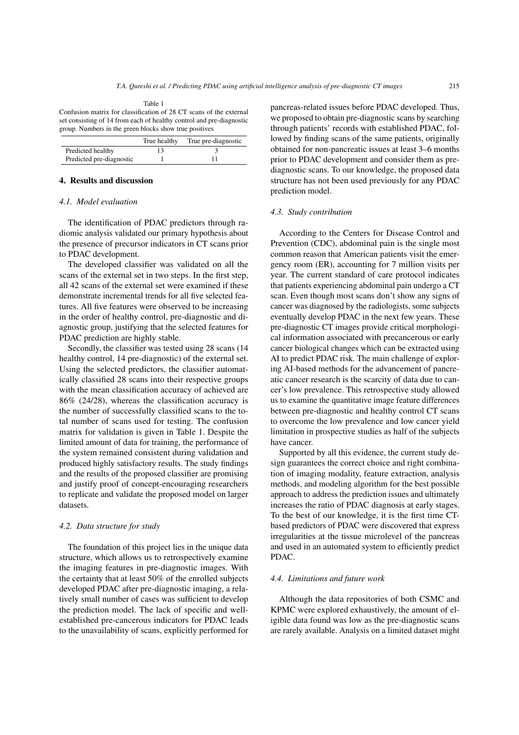Table 1
Confusion matrix for classification of 28 CT scans of the external set consisting of 14 from each of healthy control and pre-diagnostic group. Numbers in the green blocks show true positives

| | True healthy | True pre-diagnostic |
|---|---|---|
| Predicted healthy | 13 | 3 |
| Predicted pre-diagnostic | 1 | 11 |

## 4. Results and discussion

### 4.1. Model evaluation

The identification of PDAC predictors through radiomic analysis validated our primary hypothesis about the presence of precursor indicators in CT scans prior to PDAC development.

The developed classifier was validated on all the scans of the external set in two steps. In the first step, all 42 scans of the external set were examined if these demonstrate incremental trends for all five selected features. All five features were observed to be increasing in the order of healthy control, pre-diagnostic and diagnostic group, justifying that the selected features for PDAC prediction are highly stable.

Secondly, the classifier was tested using 28 scans (14 healthy control, 14 pre-diagnostic) of the external set. Using the selected predictors, the classifier automatically classified 28 scans into their respective groups with the mean classification accuracy of achieved are 86% (24/28), whereas the classification accuracy is the number of successfully classified scans to the total number of scans used for testing. The confusion matrix for validation is given in Table 1. Despite the limited amount of data for training, the performance of the system remained consistent during validation and produced highly satisfactory results. The study findings and the results of the proposed classifier are promising and justify proof of concept-encouraging researchers to replicate and validate the proposed model on larger datasets.

### 4.2. Data structure for study

The foundation of this project lies in the unique data structure, which allows us to retrospectively examine the imaging features in pre-diagnostic images. With the certainty that at least 50% of the enrolled subjects developed PDAC after pre-diagnostic imaging, a relatively small number of cases was sufficient to develop the prediction model. The lack of specific and well-established pre-cancerous indicators for PDAC leads to the unavailability of scans, explicitly performed for pancreas-related issues before PDAC developed. Thus, we proposed to obtain pre-diagnostic scans by searching through patients' records with established PDAC, followed by finding scans of the same patients, originally obtained for non-pancreatic issues at least 3–6 months prior to PDAC development and consider them as pre-diagnostic scans. To our knowledge, the proposed data structure has not been used previously for any PDAC prediction model.

### 4.3. Study contribution

According to the Centers for Disease Control and Prevention (CDC), abdominal pain is the single most common reason that American patients visit the emergency room (ER), accounting for 7 million visits per year. The current standard of care protocol indicates that patients experiencing abdominal pain undergo a CT scan. Even though most scans don't show any signs of cancer was diagnosed by the radiologists, some subjects eventually develop PDAC in the next few years. These pre-diagnostic CT images provide critical morphological information associated with precancerous or early cancer biological changes which can be extracted using AI to predict PDAC risk. The main challenge of exploring AI-based methods for the advancement of pancreatic cancer research is the scarcity of data due to cancer's low prevalence. This retrospective study allowed us to examine the quantitative image feature differences between pre-diagnostic and healthy control CT scans to overcome the low prevalence and low cancer yield limitation in prospective studies as half of the subjects have cancer.

Supported by all this evidence, the current study design guarantees the correct choice and right combination of imaging modality, feature extraction, analysis methods, and modeling algorithm for the best possible approach to address the prediction issues and ultimately increases the ratio of PDAC diagnosis at early stages. To the best of our knowledge, it is the first time CT-based predictors of PDAC were discovered that express irregularities at the tissue microlevel of the pancreas and used in an automated system to efficiently predict PDAC.

### 4.4. Limitations and future work

Although the data repositories of both CSMC and KPMC were explored exhaustively, the amount of eligible data found was low as the pre-diagnostic scans are rarely available. Analysis on a limited dataset might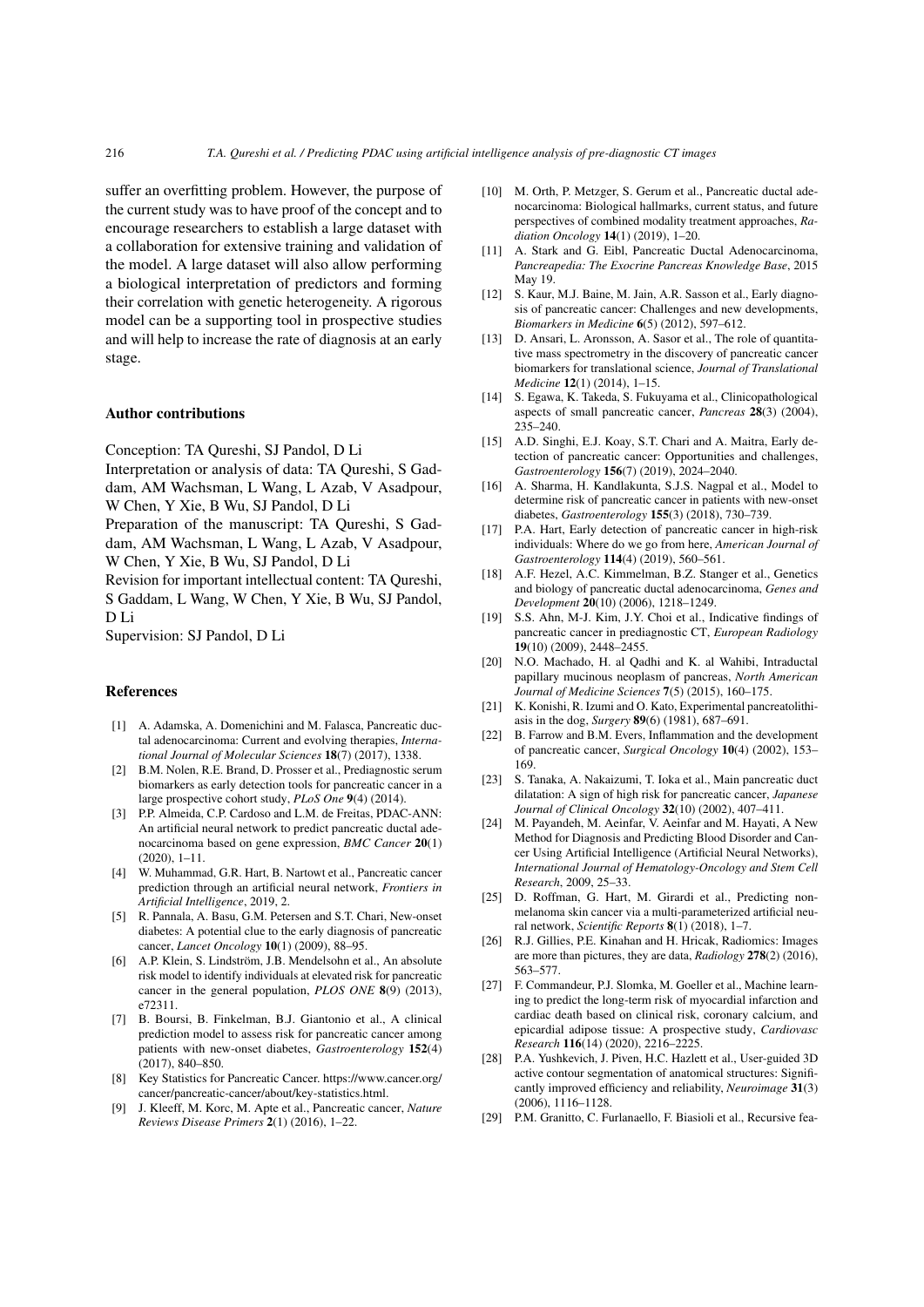suffer an overfitting problem. However, the purpose of the current study was to have proof of the concept and to encourage researchers to establish a large dataset with a collaboration for extensive training and validation of the model. A large dataset will also allow performing a biological interpretation of predictors and forming their correlation with genetic heterogeneity. A rigorous model can be a supporting tool in prospective studies and will help to increase the rate of diagnosis at an early stage.

## Author contributions

Conception: TA Qureshi, SJ Pandol, D Li

Interpretation or analysis of data: TA Qureshi, S Gaddam, AM Wachsman, L Wang, L Azab, V Asadpour, W Chen, Y Xie, B Wu, SJ Pandol, D Li

Preparation of the manuscript: TA Qureshi, S Gaddam, AM Wachsman, L Wang, L Azab, V Asadpour, W Chen, Y Xie, B Wu, SJ Pandol, D Li

Revision for important intellectual content: TA Qureshi, S Gaddam, L Wang, W Chen, Y Xie, B Wu, SJ Pandol, D Li

Supervision: SJ Pandol, D Li

## References

- [1] A. Adamska, A. Domenichini and M. Falasca, Pancreatic ductal adenocarcinoma: Current and evolving therapies, *International Journal of Molecular Sciences* **18**(7) (2017), 1338.
- [2] B.M. Nolen, R.E. Brand, D. Prosser et al., Prediagnostic serum biomarkers as early detection tools for pancreatic cancer in a large prospective cohort study, *PLoS One* **9**(4) (2014).
- [3] P.P. Almeida, C.P. Cardoso and L.M. de Freitas, PDAC-ANN: An artificial neural network to predict pancreatic ductal adenocarcinoma based on gene expression, *BMC Cancer* **20**(1) (2020), 1–11.
- [4] W. Muhammad, G.R. Hart, B. Nartowt et al., Pancreatic cancer prediction through an artificial neural network, *Frontiers in Artificial Intelligence*, 2019, 2.
- [5] R. Pannala, A. Basu, G.M. Petersen and S.T. Chari, New-onset diabetes: A potential clue to the early diagnosis of pancreatic cancer, *Lancet Oncology* **10**(1) (2009), 88–95.
- [6] A.P. Klein, S. Lindström, J.B. Mendelsohn et al., An absolute risk model to identify individuals at elevated risk for pancreatic cancer in the general population, *PLOS ONE* **8**(9) (2013), e72311.
- [7] B. Boursi, B. Finkelman, B.J. Giantonio et al., A clinical prediction model to assess risk for pancreatic cancer among patients with new-onset diabetes, *Gastroenterology* **152**(4) (2017), 840–850.
- [8] Key Statistics for Pancreatic Cancer. https://www.cancer.org/cancer/pancreatic-cancer/about/key-statistics.html.
- [9] J. Kleeff, M. Korc, M. Apte et al., Pancreatic cancer, *Nature Reviews Disease Primers* **2**(1) (2016), 1–22.
- [10] M. Orth, P. Metzger, S. Gerum et al., Pancreatic ductal adenocarcinoma: Biological hallmarks, current status, and future perspectives of combined modality treatment approaches, *Radiation Oncology* **14**(1) (2019), 1–20.
- [11] A. Stark and G. Eibl, Pancreatic Ductal Adenocarcinoma, *Pancreapedia: The Exocrine Pancreas Knowledge Base*, 2015 May 19.
- [12] S. Kaur, M.J. Baine, M. Jain, A.R. Sasson et al., Early diagnosis of pancreatic cancer: Challenges and new developments, *Biomarkers in Medicine* **6**(5) (2012), 597–612.
- [13] D. Ansari, L. Aronsson, A. Sasor et al., The role of quantitative mass spectrometry in the discovery of pancreatic cancer biomarkers for translational science, *Journal of Translational Medicine* **12**(1) (2014), 1–15.
- [14] S. Egawa, K. Takeda, S. Fukuyama et al., Clinicopathological aspects of small pancreatic cancer, *Pancreas* **28**(3) (2004), 235–240.
- [15] A.D. Singhi, E.J. Koay, S.T. Chari and A. Maitra, Early detection of pancreatic cancer: Opportunities and challenges, *Gastroenterology* **156**(7) (2019), 2024–2040.
- [16] A. Sharma, H. Kandlakunta, S.J.S. Nagpal et al., Model to determine risk of pancreatic cancer in patients with new-onset diabetes, *Gastroenterology* **155**(3) (2018), 730–739.
- [17] P.A. Hart, Early detection of pancreatic cancer in high-risk individuals: Where do we go from here, *American Journal of Gastroenterology* **114**(4) (2019), 560–561.
- [18] A.F. Hezel, A.C. Kimmelman, B.Z. Stanger et al., Genetics and biology of pancreatic ductal adenocarcinoma, *Genes and Development* **20**(10) (2006), 1218–1249.
- [19] S.S. Ahn, M-J. Kim, J.Y. Choi et al., Indicative findings of pancreatic cancer in prediagnostic CT, *European Radiology* **19**(10) (2009), 2448–2455.
- [20] N.O. Machado, H. al Qadhi and K. al Wahibi, Intraductal papillary mucinous neoplasm of pancreas, *North American Journal of Medicine Sciences* **7**(5) (2015), 160–175.
- [21] K. Konishi, R. Izumi and O. Kato, Experimental pancreatolithiasis in the dog, *Surgery* **89**(6) (1981), 687–691.
- [22] B. Farrow and B.M. Evers, Inflammation and the development of pancreatic cancer, *Surgical Oncology* **10**(4) (2002), 153–169.
- [23] S. Tanaka, A. Nakaizumi, T. Ioka et al., Main pancreatic duct dilatation: A sign of high risk for pancreatic cancer, *Japanese Journal of Clinical Oncology* **32**(10) (2002), 407–411.
- [24] M. Payandeh, M. Aeinfar, V. Aeinfar and M. Hayati, A New Method for Diagnosis and Predicting Blood Disorder and Cancer Using Artificial Intelligence (Artificial Neural Networks), *International Journal of Hematology-Oncology and Stem Cell Research*, 2009, 25–33.
- [25] D. Roffman, G. Hart, M. Girardi et al., Predicting nonmelanoma skin cancer via a multi-parameterized artificial neural network, *Scientific Reports* **8**(1) (2018), 1–7.
- [26] R.J. Gillies, P.E. Kinahan and H. Hricak, Radiomics: Images are more than pictures, they are data, *Radiology* **278**(2) (2016), 563–577.
- [27] F. Commandeur, P.J. Slomka, M. Goeller et al., Machine learning to predict the long-term risk of myocardial infarction and cardiac death based on clinical risk, coronary calcium, and epicardial adipose tissue: A prospective study, *Cardiovasc Research* **116**(14) (2020), 2216–2225.
- [28] P.A. Yushkevich, J. Piven, H.C. Hazlett et al., User-guided 3D active contour segmentation of anatomical structures: Significantly improved efficiency and reliability, *Neuroimage* **31**(3) (2006), 1116–1128.
- [29] P.M. Granitto, C. Furlanaello, F. Biasioli et al., Recursive fea-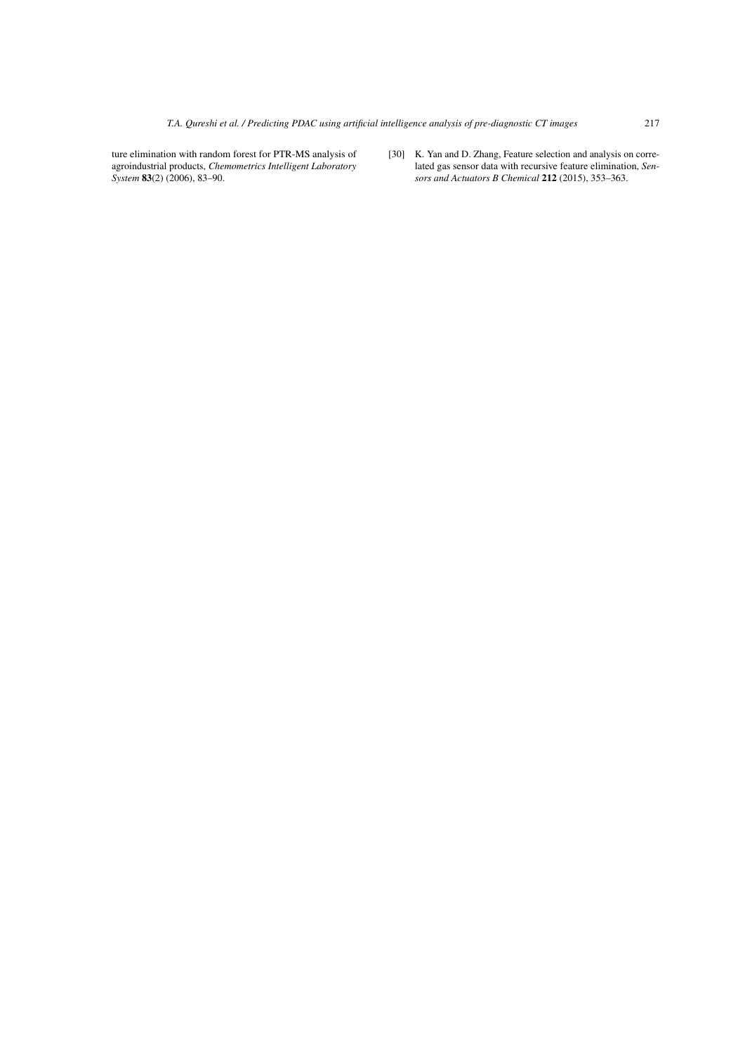ture elimination with random forest for PTR-MS analysis of agroindustrial products, *Chemometrics Intelligent Laboratory System* **83**(2) (2006), 83–90.

[30] K. Yan and D. Zhang, Feature selection and analysis on correlated gas sensor data with recursive feature elimination, *Sensors and Actuators B Chemical* **212** (2015), 353–363.